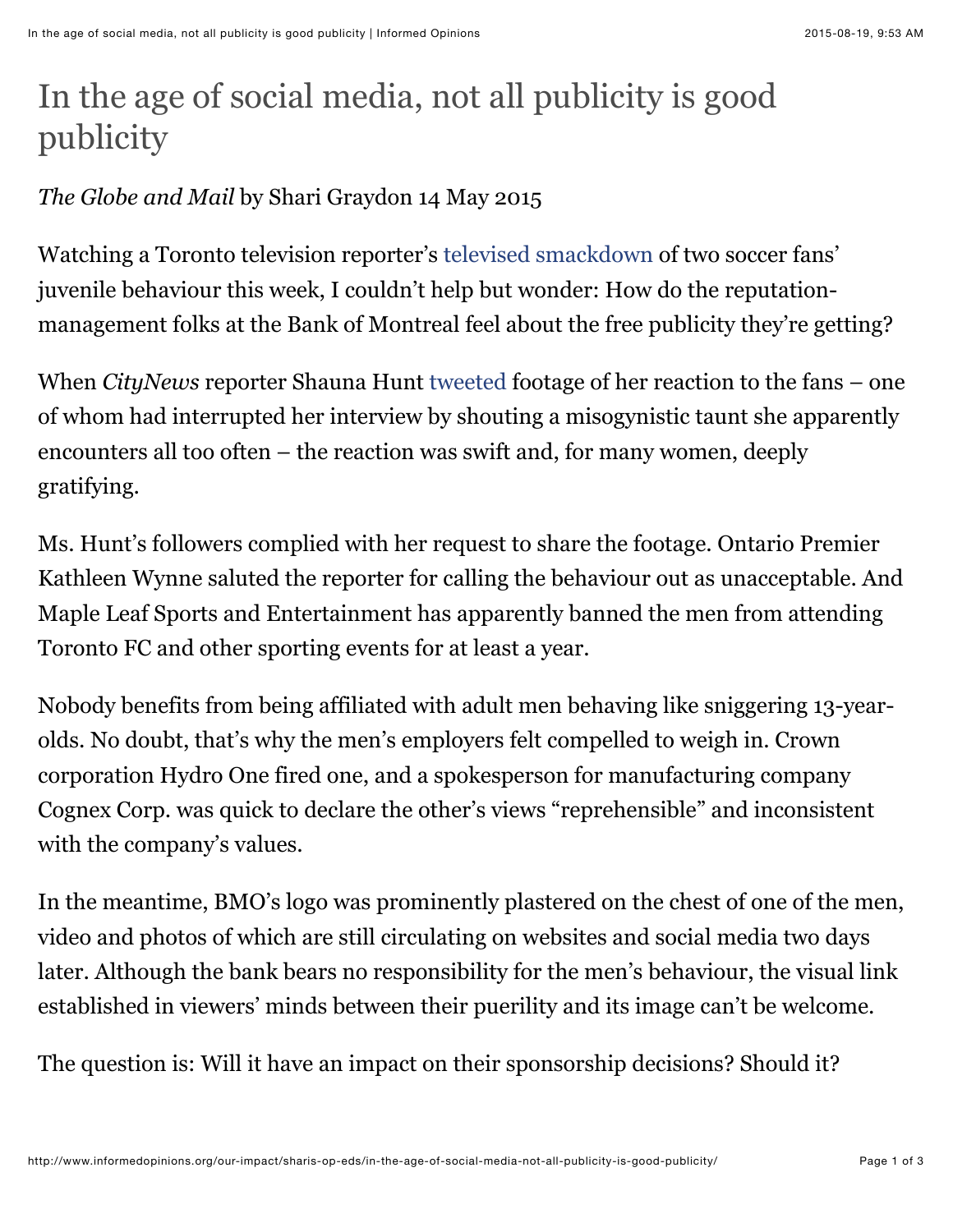# In the age of social media, not all publicity is good publicity

*The Globe and Mail* by Shari Graydon 14 May 2015

Watching a Toronto television reporter's televised smackdown of two soccer fans' juvenile behaviour this week, I couldn't help but wonder: How do the reputation-management folks at the Bank of Montreal feel about the free publicity they're getting?

When *CityNews* reporter Shauna Hunt tweeted footage of her reaction to the fans – one of whom had interrupted her interview by shouting a misogynistic taunt she apparently encounters all too often – the reaction was swift and, for many women, deeply gratifying.

Ms. Hunt's followers complied with her request to share the footage. Ontario Premier Kathleen Wynne saluted the reporter for calling the behaviour out as unacceptable. And Maple Leaf Sports and Entertainment has apparently banned the men from attending Toronto FC and other sporting events for at least a year.

Nobody benefits from being affiliated with adult men behaving like sniggering 13-year-olds. No doubt, that's why the men's employers felt compelled to weigh in. Crown corporation Hydro One fired one, and a spokesperson for manufacturing company Cognex Corp. was quick to declare the other's views "reprehensible" and inconsistent with the company's values.

In the meantime, BMO's logo was prominently plastered on the chest of one of the men, video and photos of which are still circulating on websites and social media two days later. Although the bank bears no responsibility for the men's behaviour, the visual link established in viewers' minds between their puerility and its image can't be welcome.

The question is: Will it have an impact on their sponsorship decisions? Should it?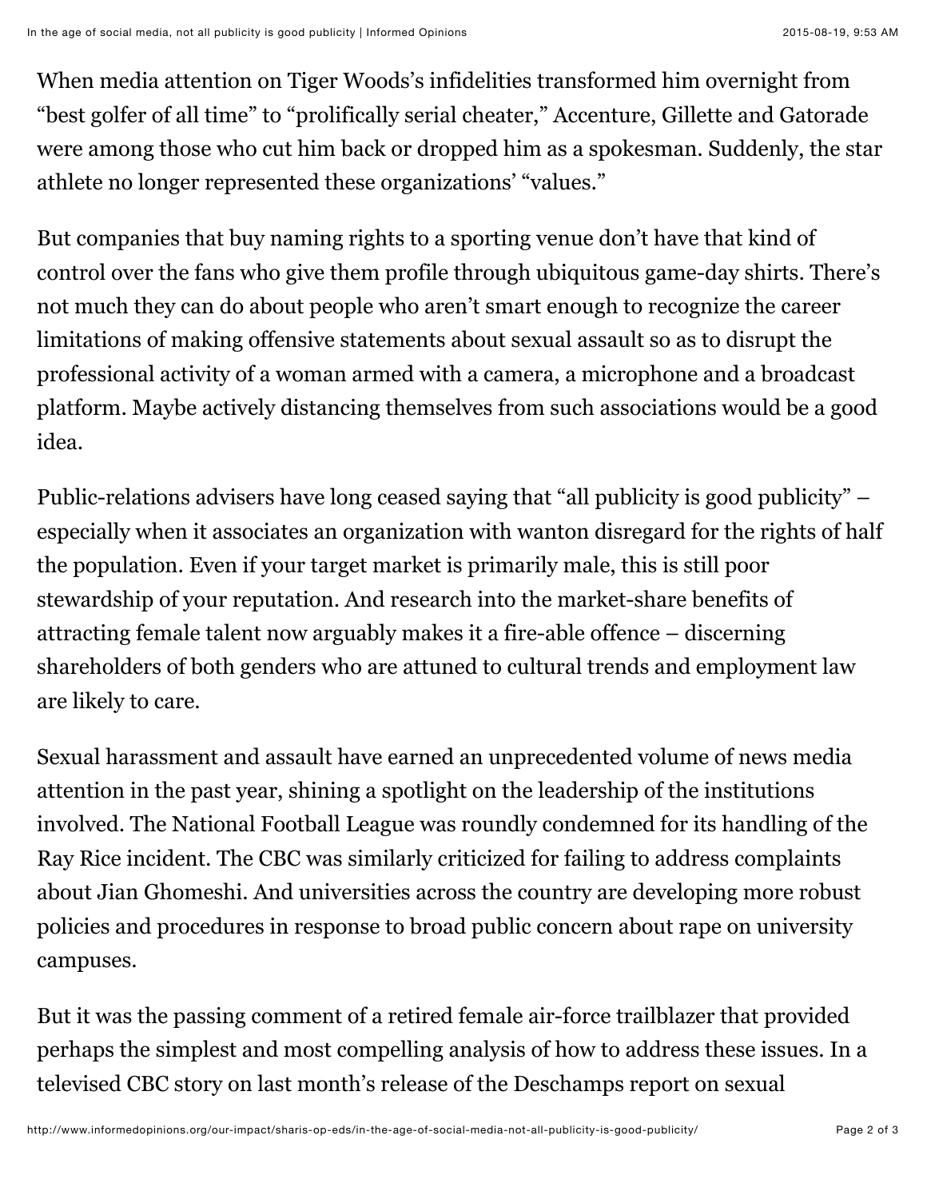When media attention on Tiger Woods's infidelities transformed him overnight from "best golfer of all time" to "prolifically serial cheater," Accenture, Gillette and Gatorade were among those who cut him back or dropped him as a spokesman. Suddenly, the star athlete no longer represented these organizations' "values."

But companies that buy naming rights to a sporting venue don't have that kind of control over the fans who give them profile through ubiquitous game-day shirts. There's not much they can do about people who aren't smart enough to recognize the career limitations of making offensive statements about sexual assault so as to disrupt the professional activity of a woman armed with a camera, a microphone and a broadcast platform. Maybe actively distancing themselves from such associations would be a good idea.

Public-relations advisers have long ceased saying that "all publicity is good publicity" – especially when it associates an organization with wanton disregard for the rights of half the population. Even if your target market is primarily male, this is still poor stewardship of your reputation. And research into the market-share benefits of attracting female talent now arguably makes it a fire-able offence – discerning shareholders of both genders who are attuned to cultural trends and employment law are likely to care.

Sexual harassment and assault have earned an unprecedented volume of news media attention in the past year, shining a spotlight on the leadership of the institutions involved. The National Football League was roundly condemned for its handling of the Ray Rice incident. The CBC was similarly criticized for failing to address complaints about Jian Ghomeshi. And universities across the country are developing more robust policies and procedures in response to broad public concern about rape on university campuses.

But it was the passing comment of a retired female air-force trailblazer that provided perhaps the simplest and most compelling analysis of how to address these issues. In a televised CBC story on last month's release of the Deschamps report on sexual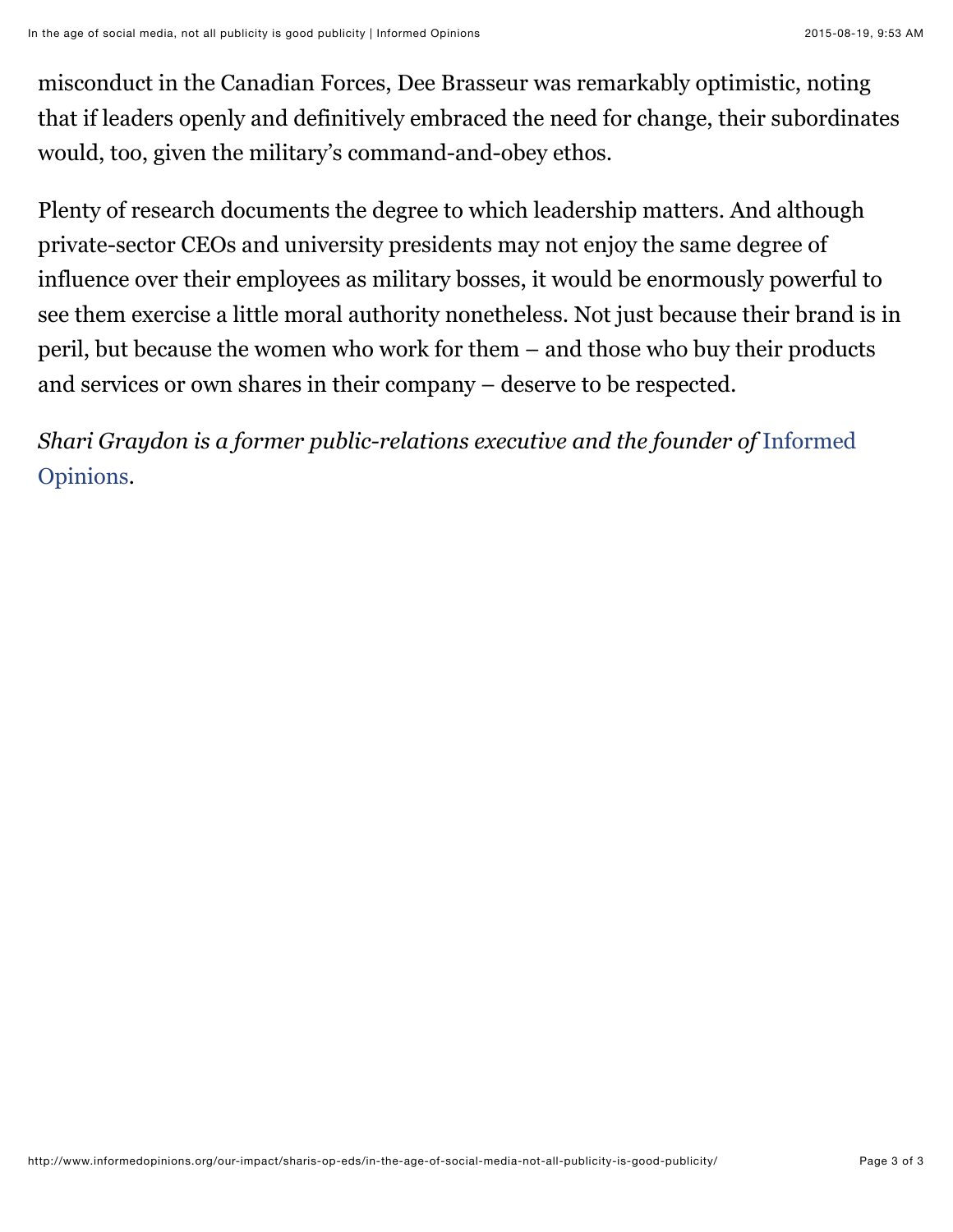misconduct in the Canadian Forces, Dee Brasseur was remarkably optimistic, noting that if leaders openly and definitively embraced the need for change, their subordinates would, too, given the military's command-and-obey ethos.

Plenty of research documents the degree to which leadership matters. And although private-sector CEOs and university presidents may not enjoy the same degree of influence over their employees as military bosses, it would be enormously powerful to see them exercise a little moral authority nonetheless. Not just because their brand is in peril, but because the women who work for them – and those who buy their products and services or own shares in their company – deserve to be respected.

*Shari Graydon is a former public-relations executive and the founder of* Informed Opinions.